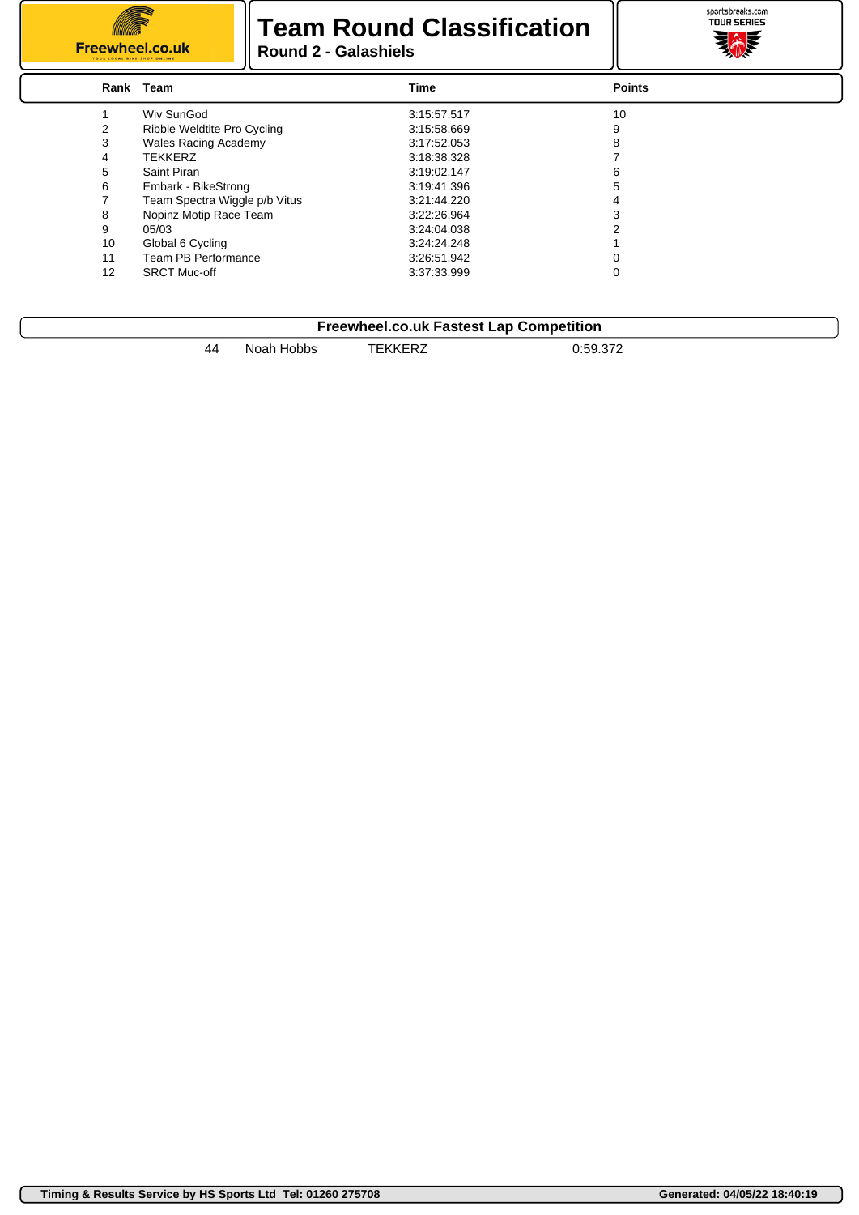Freewheel.co.uk

# Team Round Classification

**Round 2 - Galashiels**

sportsbreaks.com TOUR SERIES

| Rank | Team | Time | Points |
|---|---|---|---|
| 1 | Wiv SunGod | 3:15:57.517 | 10 |
| 2 | Ribble Weldtite Pro Cycling | 3:15:58.669 | 9 |
| 3 | Wales Racing Academy | 3:17:52.053 | 8 |
| 4 | TEKKERZ | 3:18:38.328 | 7 |
| 5 | Saint Piran | 3:19:02.147 | 6 |
| 6 | Embark - BikeStrong | 3:19:41.396 | 5 |
| 7 | Team Spectra Wiggle p/b Vitus | 3:21:44.220 | 4 |
| 8 | Nopinz Motip Race Team | 3:22:26.964 | 3 |
| 9 | 05/03 | 3:24:04.038 | 2 |
| 10 | Global 6 Cycling | 3:24:24.248 | 1 |
| 11 | Team PB Performance | 3:26:51.942 | 0 |
| 12 | SRCT Muc-off | 3:37:33.999 | 0 |

## Freewheel.co.uk Fastest Lap Competition

| No. | Rider | Team | Time |
|---|---|---|---|
| 44 | Noah Hobbs | TEKKERZ | 0:59.372 |

**Timing & Results Service by HS Sports Ltd Tel: 01260 275708** **Generated: 04/05/22 18:40:19**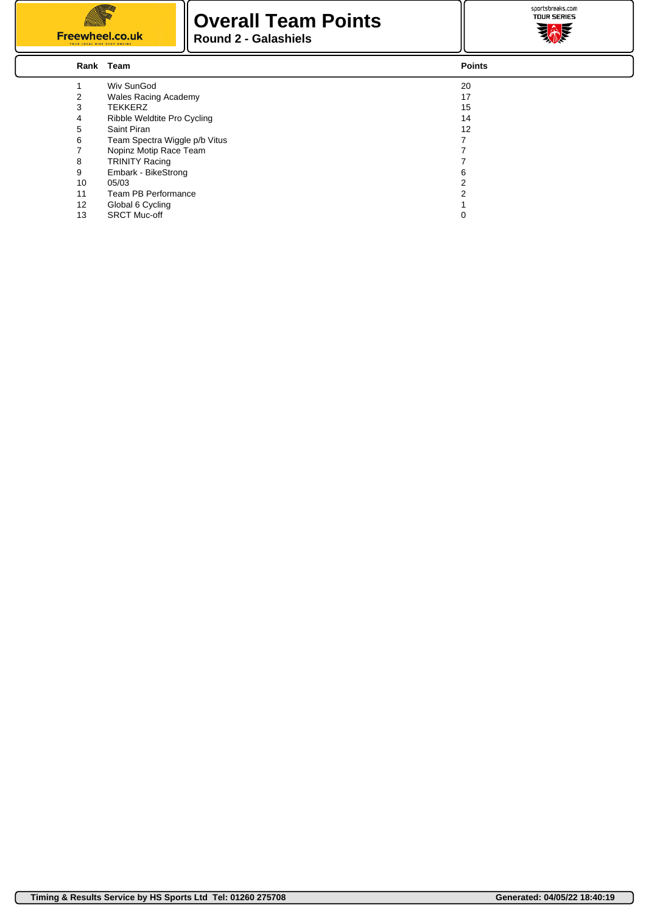# Overall Team Points

**Round 2 - Galashiels**

| Rank | Team | Points |
|---|---|---|
| 1 | Wiv SunGod | 20 |
| 2 | Wales Racing Academy | 17 |
| 3 | TEKKERZ | 15 |
| 4 | Ribble Weldtite Pro Cycling | 14 |
| 5 | Saint Piran | 12 |
| 6 | Team Spectra Wiggle p/b Vitus | 7 |
| 7 | Nopinz Motip Race Team | 7 |
| 8 | TRINITY Racing | 7 |
| 9 | Embark - BikeStrong | 6 |
| 10 | 05/03 | 2 |
| 11 | Team PB Performance | 2 |
| 12 | Global 6 Cycling | 1 |
| 13 | SRCT Muc-off | 0 |

**Timing & Results Service by HS Sports Ltd Tel: 01260 275708** **Generated: 04/05/22 18:40:19**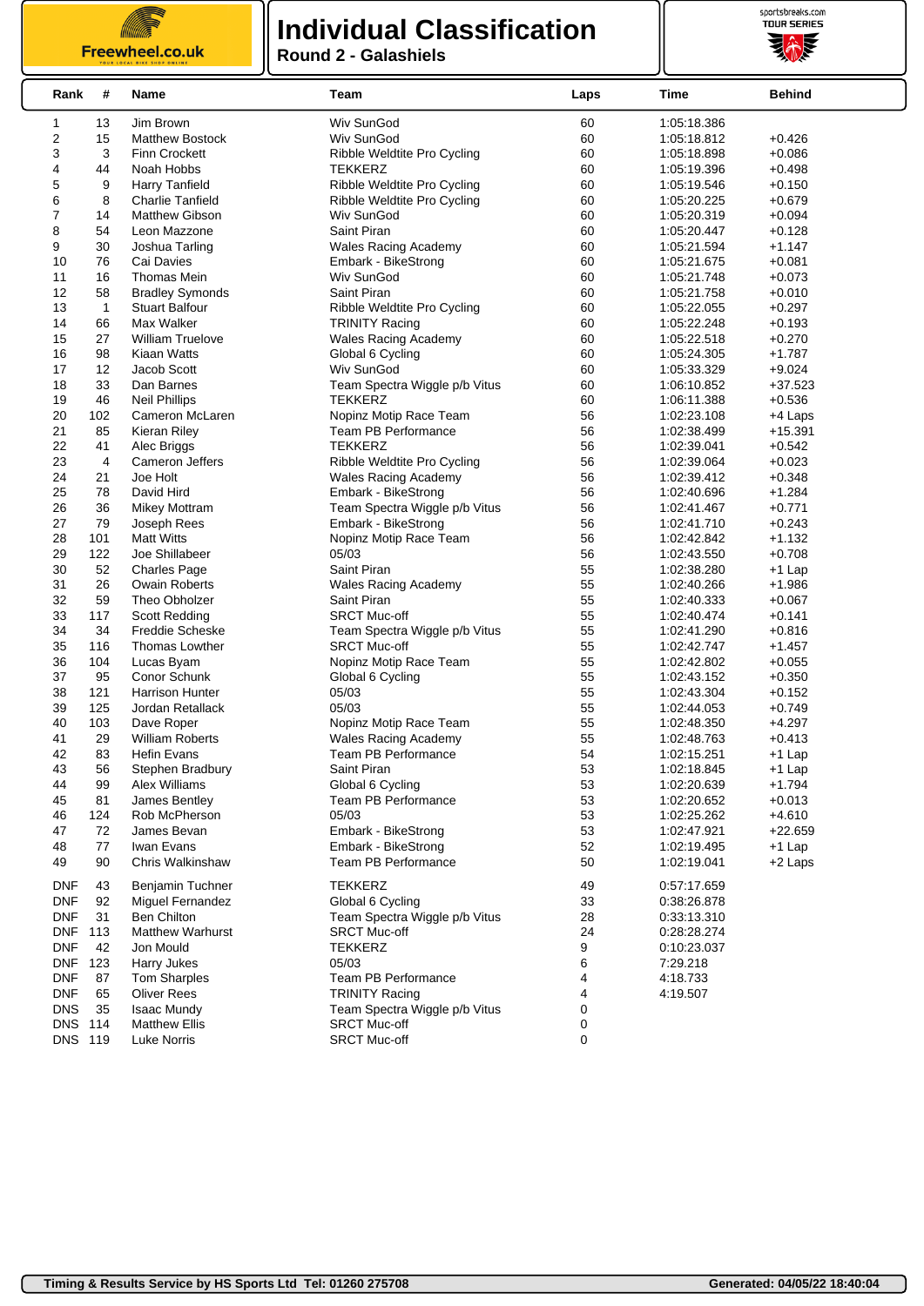# Individual Classification

**Round 2 - Galashiels**

| Rank | # | Name | Team | Laps | Time | Behind |
|---|---|---|---|---|---|---|
| 1 | 13 | Jim Brown | Wiv SunGod | 60 | 1:05:18.386 | |
| 2 | 15 | Matthew Bostock | Wiv SunGod | 60 | 1:05:18.812 | +0.426 |
| 3 | 3 | Finn Crockett | Ribble Weldtite Pro Cycling | 60 | 1:05:18.898 | +0.086 |
| 4 | 44 | Noah Hobbs | TEKKERZ | 60 | 1:05:19.396 | +0.498 |
| 5 | 9 | Harry Tanfield | Ribble Weldtite Pro Cycling | 60 | 1:05:19.546 | +0.150 |
| 6 | 8 | Charlie Tanfield | Ribble Weldtite Pro Cycling | 60 | 1:05:20.225 | +0.679 |
| 7 | 14 | Matthew Gibson | Wiv SunGod | 60 | 1:05:20.319 | +0.094 |
| 8 | 54 | Leon Mazzone | Saint Piran | 60 | 1:05:20.447 | +0.128 |
| 9 | 30 | Joshua Tarling | Wales Racing Academy | 60 | 1:05:21.594 | +1.147 |
| 10 | 76 | Cai Davies | Embark - BikeStrong | 60 | 1:05:21.675 | +0.081 |
| 11 | 16 | Thomas Mein | Wiv SunGod | 60 | 1:05:21.748 | +0.073 |
| 12 | 58 | Bradley Symonds | Saint Piran | 60 | 1:05:21.758 | +0.010 |
| 13 | 1 | Stuart Balfour | Ribble Weldtite Pro Cycling | 60 | 1:05:22.055 | +0.297 |
| 14 | 66 | Max Walker | TRINITY Racing | 60 | 1:05:22.248 | +0.193 |
| 15 | 27 | William Truelove | Wales Racing Academy | 60 | 1:05:22.518 | +0.270 |
| 16 | 98 | Kiaan Watts | Global 6 Cycling | 60 | 1:05:24.305 | +1.787 |
| 17 | 12 | Jacob Scott | Wiv SunGod | 60 | 1:05:33.329 | +9.024 |
| 18 | 33 | Dan Barnes | Team Spectra Wiggle p/b Vitus | 60 | 1:06:10.852 | +37.523 |
| 19 | 46 | Neil Phillips | TEKKERZ | 60 | 1:06:11.388 | +0.536 |
| 20 | 102 | Cameron McLaren | Nopinz Motip Race Team | 56 | 1:02:23.108 | +4 Laps |
| 21 | 85 | Kieran Riley | Team PB Performance | 56 | 1:02:38.499 | +15.391 |
| 22 | 41 | Alec Briggs | TEKKERZ | 56 | 1:02:39.041 | +0.542 |
| 23 | 4 | Cameron Jeffers | Ribble Weldtite Pro Cycling | 56 | 1:02:39.064 | +0.023 |
| 24 | 21 | Joe Holt | Wales Racing Academy | 56 | 1:02:39.412 | +0.348 |
| 25 | 78 | David Hird | Embark - BikeStrong | 56 | 1:02:40.696 | +1.284 |
| 26 | 36 | Mikey Mottram | Team Spectra Wiggle p/b Vitus | 56 | 1:02:41.467 | +0.771 |
| 27 | 79 | Joseph Rees | Embark - BikeStrong | 56 | 1:02:41.710 | +0.243 |
| 28 | 101 | Matt Witts | Nopinz Motip Race Team | 56 | 1:02:42.842 | +1.132 |
| 29 | 122 | Joe Shillabeer | 05/03 | 56 | 1:02:43.550 | +0.708 |
| 30 | 52 | Charles Page | Saint Piran | 55 | 1:02:38.280 | +1 Lap |
| 31 | 26 | Owain Roberts | Wales Racing Academy | 55 | 1:02:40.266 | +1.986 |
| 32 | 59 | Theo Obholzer | Saint Piran | 55 | 1:02:40.333 | +0.067 |
| 33 | 117 | Scott Redding | SRCT Muc-off | 55 | 1:02:40.474 | +0.141 |
| 34 | 34 | Freddie Scheske | Team Spectra Wiggle p/b Vitus | 55 | 1:02:41.290 | +0.816 |
| 35 | 116 | Thomas Lowther | SRCT Muc-off | 55 | 1:02:42.747 | +1.457 |
| 36 | 104 | Lucas Byam | Nopinz Motip Race Team | 55 | 1:02:42.802 | +0.055 |
| 37 | 95 | Conor Schunk | Global 6 Cycling | 55 | 1:02:43.152 | +0.350 |
| 38 | 121 | Harrison Hunter | 05/03 | 55 | 1:02:43.304 | +0.152 |
| 39 | 125 | Jordan Retallack | 05/03 | 55 | 1:02:44.053 | +0.749 |
| 40 | 103 | Dave Roper | Nopinz Motip Race Team | 55 | 1:02:48.350 | +4.297 |
| 41 | 29 | William Roberts | Wales Racing Academy | 55 | 1:02:48.763 | +0.413 |
| 42 | 83 | Hefin Evans | Team PB Performance | 54 | 1:02:15.251 | +1 Lap |
| 43 | 56 | Stephen Bradbury | Saint Piran | 53 | 1:02:18.845 | +1 Lap |
| 44 | 99 | Alex Williams | Global 6 Cycling | 53 | 1:02:20.639 | +1.794 |
| 45 | 81 | James Bentley | Team PB Performance | 53 | 1:02:20.652 | +0.013 |
| 46 | 124 | Rob McPherson | 05/03 | 53 | 1:02:25.262 | +4.610 |
| 47 | 72 | James Bevan | Embark - BikeStrong | 53 | 1:02:47.921 | +22.659 |
| 48 | 77 | Iwan Evans | Embark - BikeStrong | 52 | 1:02:19.495 | +1 Lap |
| 49 | 90 | Chris Walkinshaw | Team PB Performance | 50 | 1:02:19.041 | +2 Laps |
| DNF | 43 | Benjamin Tuchner | TEKKERZ | 49 | 0:57:17.659 | |
| DNF | 92 | Miguel Fernandez | Global 6 Cycling | 33 | 0:38:26.878 | |
| DNF | 31 | Ben Chilton | Team Spectra Wiggle p/b Vitus | 28 | 0:33:13.310 | |
| DNF | 113 | Matthew Warhurst | SRCT Muc-off | 24 | 0:28:28.274 | |
| DNF | 42 | Jon Mould | TEKKERZ | 9 | 0:10:23.037 | |
| DNF | 123 | Harry Jukes | 05/03 | 6 | 7:29.218 | |
| DNF | 87 | Tom Sharples | Team PB Performance | 4 | 4:18.733 | |
| DNF | 65 | Oliver Rees | TRINITY Racing | 4 | 4:19.507 | |
| DNS | 35 | Isaac Mundy | Team Spectra Wiggle p/b Vitus | 0 | | |
| DNS | 114 | Matthew Ellis | SRCT Muc-off | 0 | | |
| DNS | 119 | Luke Norris | SRCT Muc-off | 0 | | |

**Timing & Results Service by HS Sports Ltd Tel: 01260 275708** **Generated: 04/05/22 18:40:04**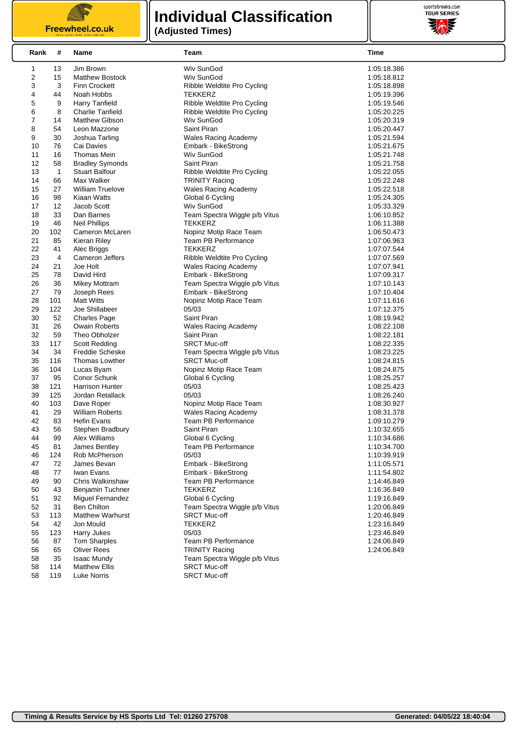# Individual Classification

**(Adjusted Times)**

| Rank | # | Name | Team | Time |
|---|---|---|---|---|
| 1 | 13 | Jim Brown | Wiv SunGod | 1:05:18.386 |
| 2 | 15 | Matthew Bostock | Wiv SunGod | 1:05:18.812 |
| 3 | 3 | Finn Crockett | Ribble Weldtite Pro Cycling | 1:05:18.898 |
| 4 | 44 | Noah Hobbs | TEKKERZ | 1:05:19.396 |
| 5 | 9 | Harry Tanfield | Ribble Weldtite Pro Cycling | 1:05:19.546 |
| 6 | 8 | Charlie Tanfield | Ribble Weldtite Pro Cycling | 1:05:20.225 |
| 7 | 14 | Matthew Gibson | Wiv SunGod | 1:05:20.319 |
| 8 | 54 | Leon Mazzone | Saint Piran | 1:05:20.447 |
| 9 | 30 | Joshua Tarling | Wales Racing Academy | 1:05:21.594 |
| 10 | 76 | Cai Davies | Embark - BikeStrong | 1:05:21.675 |
| 11 | 16 | Thomas Mein | Wiv SunGod | 1:05:21.748 |
| 12 | 58 | Bradley Symonds | Saint Piran | 1:05:21.758 |
| 13 | 1 | Stuart Balfour | Ribble Weldtite Pro Cycling | 1:05:22.055 |
| 14 | 66 | Max Walker | TRINITY Racing | 1:05:22.248 |
| 15 | 27 | William Truelove | Wales Racing Academy | 1:05:22.518 |
| 16 | 98 | Kiaan Watts | Global 6 Cycling | 1:05:24.305 |
| 17 | 12 | Jacob Scott | Wiv SunGod | 1:05:33.329 |
| 18 | 33 | Dan Barnes | Team Spectra Wiggle p/b Vitus | 1:06:10.852 |
| 19 | 46 | Neil Phillips | TEKKERZ | 1:06:11.388 |
| 20 | 102 | Cameron McLaren | Nopinz Motip Race Team | 1:06:50.473 |
| 21 | 85 | Kieran Riley | Team PB Performance | 1:07:06.963 |
| 22 | 41 | Alec Briggs | TEKKERZ | 1:07:07.544 |
| 23 | 4 | Cameron Jeffers | Ribble Weldtite Pro Cycling | 1:07:07.569 |
| 24 | 21 | Joe Holt | Wales Racing Academy | 1:07:07.941 |
| 25 | 78 | David Hird | Embark - BikeStrong | 1:07:09.317 |
| 26 | 36 | Mikey Mottram | Team Spectra Wiggle p/b Vitus | 1:07:10.143 |
| 27 | 79 | Joseph Rees | Embark - BikeStrong | 1:07:10.404 |
| 28 | 101 | Matt Witts | Nopinz Motip Race Team | 1:07:11.616 |
| 29 | 122 | Joe Shillabeer | 05/03 | 1:07:12.375 |
| 30 | 52 | Charles Page | Saint Piran | 1:08:19.942 |
| 31 | 26 | Owain Roberts | Wales Racing Academy | 1:08:22.108 |
| 32 | 59 | Theo Obholzer | Saint Piran | 1:08:22.181 |
| 33 | 117 | Scott Redding | SRCT Muc-off | 1:08:22.335 |
| 34 | 34 | Freddie Scheske | Team Spectra Wiggle p/b Vitus | 1:08:23.225 |
| 35 | 116 | Thomas Lowther | SRCT Muc-off | 1:08:24.815 |
| 36 | 104 | Lucas Byam | Nopinz Motip Race Team | 1:08:24.875 |
| 37 | 95 | Conor Schunk | Global 6 Cycling | 1:08:25.257 |
| 38 | 121 | Harrison Hunter | 05/03 | 1:08:25.423 |
| 39 | 125 | Jordan Retallack | 05/03 | 1:08:26.240 |
| 40 | 103 | Dave Roper | Nopinz Motip Race Team | 1:08:30.927 |
| 41 | 29 | William Roberts | Wales Racing Academy | 1:08:31.378 |
| 42 | 83 | Hefin Evans | Team PB Performance | 1:09:10.279 |
| 43 | 56 | Stephen Bradbury | Saint Piran | 1:10:32.655 |
| 44 | 99 | Alex Williams | Global 6 Cycling | 1:10:34.686 |
| 45 | 81 | James Bentley | Team PB Performance | 1:10:34.700 |
| 46 | 124 | Rob McPherson | 05/03 | 1:10:39.919 |
| 47 | 72 | James Bevan | Embark - BikeStrong | 1:11:05.571 |
| 48 | 77 | Iwan Evans | Embark - BikeStrong | 1:11:54.802 |
| 49 | 90 | Chris Walkinshaw | Team PB Performance | 1:14:46.849 |
| 50 | 43 | Benjamin Tuchner | TEKKERZ | 1:16:36.849 |
| 51 | 92 | Miguel Fernandez | Global 6 Cycling | 1:19:16.849 |
| 52 | 31 | Ben Chilton | Team Spectra Wiggle p/b Vitus | 1:20:06.849 |
| 53 | 113 | Matthew Warhurst | SRCT Muc-off | 1:20:46.849 |
| 54 | 42 | Jon Mould | TEKKERZ | 1:23:16.849 |
| 55 | 123 | Harry Jukes | 05/03 | 1:23:46.849 |
| 56 | 87 | Tom Sharples | Team PB Performance | 1:24:06.849 |
| 56 | 65 | Oliver Rees | TRINITY Racing | 1:24:06.849 |
| 58 | 35 | Isaac Mundy | Team Spectra Wiggle p/b Vitus | |
| 58 | 114 | Matthew Ellis | SRCT Muc-off | |
| 58 | 119 | Luke Norris | SRCT Muc-off | |

Timing & Results Service by HS Sports Ltd Tel: 01260 275708 — Generated: 04/05/22 18:40:04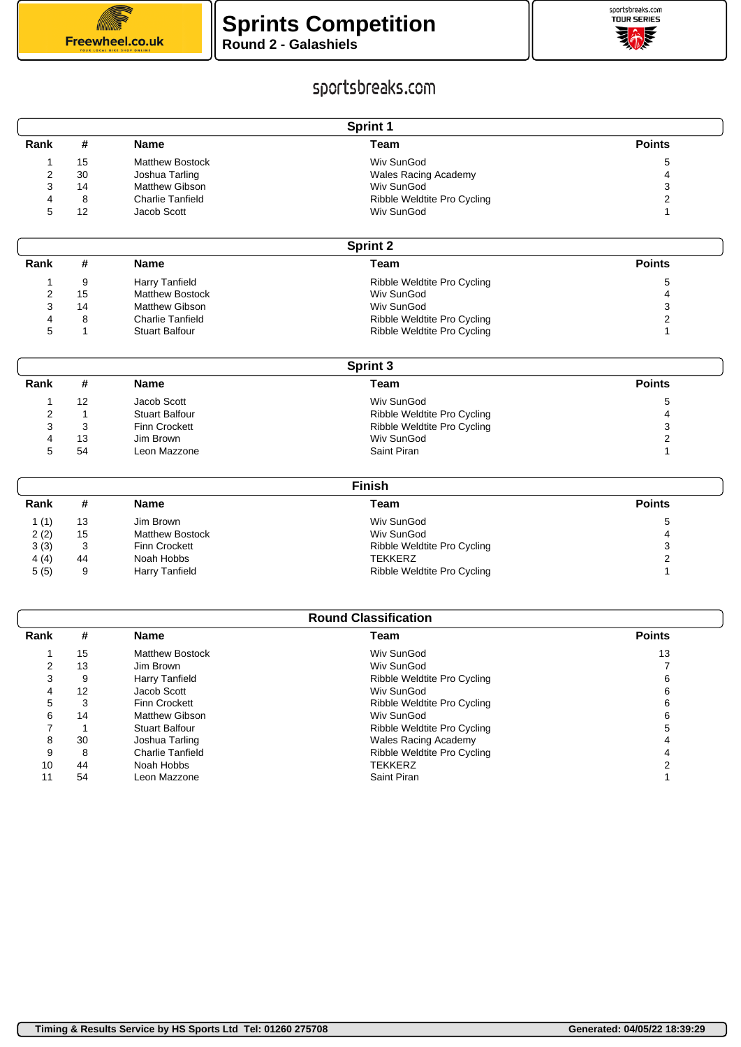# Sprints Competition

**Round 2 - Galashiels**

sportsbreaks.com

## Sprint 1

| Rank | # | Name | Team | Points |
|---|---|---|---|---|
| 1 | 15 | Matthew Bostock | Wiv SunGod | 5 |
| 2 | 30 | Joshua Tarling | Wales Racing Academy | 4 |
| 3 | 14 | Matthew Gibson | Wiv SunGod | 3 |
| 4 | 8 | Charlie Tanfield | Ribble Weldtite Pro Cycling | 2 |
| 5 | 12 | Jacob Scott | Wiv SunGod | 1 |

## Sprint 2

| Rank | # | Name | Team | Points |
|---|---|---|---|---|
| 1 | 9 | Harry Tanfield | Ribble Weldtite Pro Cycling | 5 |
| 2 | 15 | Matthew Bostock | Wiv SunGod | 4 |
| 3 | 14 | Matthew Gibson | Wiv SunGod | 3 |
| 4 | 8 | Charlie Tanfield | Ribble Weldtite Pro Cycling | 2 |
| 5 | 1 | Stuart Balfour | Ribble Weldtite Pro Cycling | 1 |

## Sprint 3

| Rank | # | Name | Team | Points |
|---|---|---|---|---|
| 1 | 12 | Jacob Scott | Wiv SunGod | 5 |
| 2 | 1 | Stuart Balfour | Ribble Weldtite Pro Cycling | 4 |
| 3 | 3 | Finn Crockett | Ribble Weldtite Pro Cycling | 3 |
| 4 | 13 | Jim Brown | Wiv SunGod | 2 |
| 5 | 54 | Leon Mazzone | Saint Piran | 1 |

## Finish

| Rank | # | Name | Team | Points |
|---|---|---|---|---|
| 1 (1) | 13 | Jim Brown | Wiv SunGod | 5 |
| 2 (2) | 15 | Matthew Bostock | Wiv SunGod | 4 |
| 3 (3) | 3 | Finn Crockett | Ribble Weldtite Pro Cycling | 3 |
| 4 (4) | 44 | Noah Hobbs | TEKKERZ | 2 |
| 5 (5) | 9 | Harry Tanfield | Ribble Weldtite Pro Cycling | 1 |

## Round Classification

| Rank | # | Name | Team | Points |
|---|---|---|---|---|
| 1 | 15 | Matthew Bostock | Wiv SunGod | 13 |
| 2 | 13 | Jim Brown | Wiv SunGod | 7 |
| 3 | 9 | Harry Tanfield | Ribble Weldtite Pro Cycling | 6 |
| 4 | 12 | Jacob Scott | Wiv SunGod | 6 |
| 5 | 3 | Finn Crockett | Ribble Weldtite Pro Cycling | 6 |
| 6 | 14 | Matthew Gibson | Wiv SunGod | 6 |
| 7 | 1 | Stuart Balfour | Ribble Weldtite Pro Cycling | 5 |
| 8 | 30 | Joshua Tarling | Wales Racing Academy | 4 |
| 9 | 8 | Charlie Tanfield | Ribble Weldtite Pro Cycling | 4 |
| 10 | 44 | Noah Hobbs | TEKKERZ | 2 |
| 11 | 54 | Leon Mazzone | Saint Piran | 1 |

Timing & Results Service by HS Sports Ltd Tel: 01260 275708 Generated: 04/05/22 18:39:29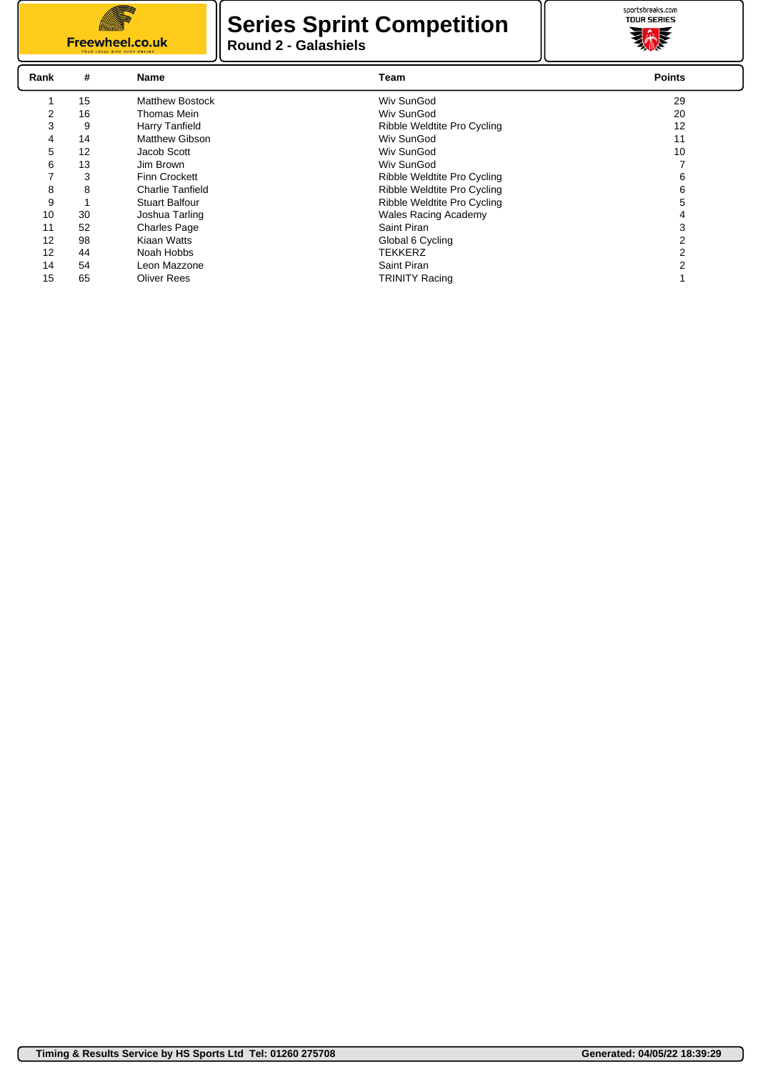Freewheel.co.uk

# Series Sprint Competition

**Round 2 - Galashiels**

sportsbreaks.com TOUR SERIES

| Rank | # | Name | Team | Points |
|---|---|---|---|---|
| 1 | 15 | Matthew Bostock | Wiv SunGod | 29 |
| 2 | 16 | Thomas Mein | Wiv SunGod | 20 |
| 3 | 9 | Harry Tanfield | Ribble Weldtite Pro Cycling | 12 |
| 4 | 14 | Matthew Gibson | Wiv SunGod | 11 |
| 5 | 12 | Jacob Scott | Wiv SunGod | 10 |
| 6 | 13 | Jim Brown | Wiv SunGod | 7 |
| 7 | 3 | Finn Crockett | Ribble Weldtite Pro Cycling | 6 |
| 8 | 8 | Charlie Tanfield | Ribble Weldtite Pro Cycling | 6 |
| 9 | 1 | Stuart Balfour | Ribble Weldtite Pro Cycling | 5 |
| 10 | 30 | Joshua Tarling | Wales Racing Academy | 4 |
| 11 | 52 | Charles Page | Saint Piran | 3 |
| 12 | 98 | Kiaan Watts | Global 6 Cycling | 2 |
| 12 | 44 | Noah Hobbs | TEKKERZ | 2 |
| 14 | 54 | Leon Mazzone | Saint Piran | 2 |
| 15 | 65 | Oliver Rees | TRINITY Racing | 1 |

**Timing & Results Service by HS Sports Ltd Tel: 01260 275708** **Generated: 04/05/22 18:39:29**